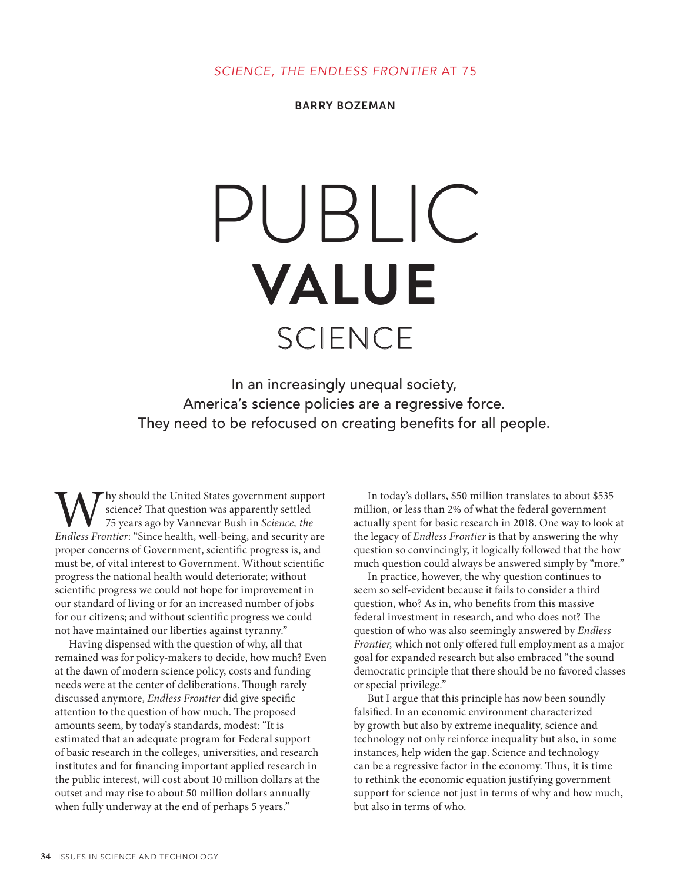*SCIENCE, THE ENDLESS FRONTIER* AT 75

**BARRY BOZEMAN**

# PUBLIC **VALUE** SCIENCE

In an increasingly unequal society, America's science policies are a regressive force. They need to be refocused on creating benefits for all people.

Why should the United States government support science? That question was apparently settled 75 years ago by Vannevar Bush in *Science, the Endless Frontier*: "Since health, well-being, and security are proper concerns of Government, scientific progress is, and must be, of vital interest to Government. Without scientific progress the national health would deteriorate; without scientific progress we could not hope for improvement in our standard of living or for an increased number of jobs for our citizens; and without scientific progress we could not have maintained our liberties against tyranny."

Having dispensed with the question of why, all that remained was for policy-makers to decide, how much? Even at the dawn of modern science policy, costs and funding needs were at the center of deliberations. Though rarely discussed anymore, *Endless Frontier* did give specific attention to the question of how much. The proposed amounts seem, by today's standards, modest: "It is estimated that an adequate program for Federal support of basic research in the colleges, universities, and research institutes and for financing important applied research in the public interest, will cost about 10 million dollars at the outset and may rise to about 50 million dollars annually when fully underway at the end of perhaps 5 years."

In today's dollars, $50 million translates to about $535 million, or less than 2% of what the federal government actually spent for basic research in 2018. One way to look at the legacy of *Endless Frontier* is that by answering the why question so convincingly, it logically followed that the how much question could always be answered simply by "more."

In practice, however, the why question continues to seem so self-evident because it fails to consider a third question, who? As in, who benefits from this massive federal investment in research, and who does not? The question of who was also seemingly answered by *Endless Frontier,* which not only offered full employment as a major goal for expanded research but also embraced "the sound democratic principle that there should be no favored classes or special privilege."

But I argue that this principle has now been soundly falsified. In an economic environment characterized by growth but also by extreme inequality, science and technology not only reinforce inequality but also, in some instances, help widen the gap. Science and technology can be a regressive factor in the economy. Thus, it is time to rethink the economic equation justifying government support for science not just in terms of why and how much, but also in terms of who.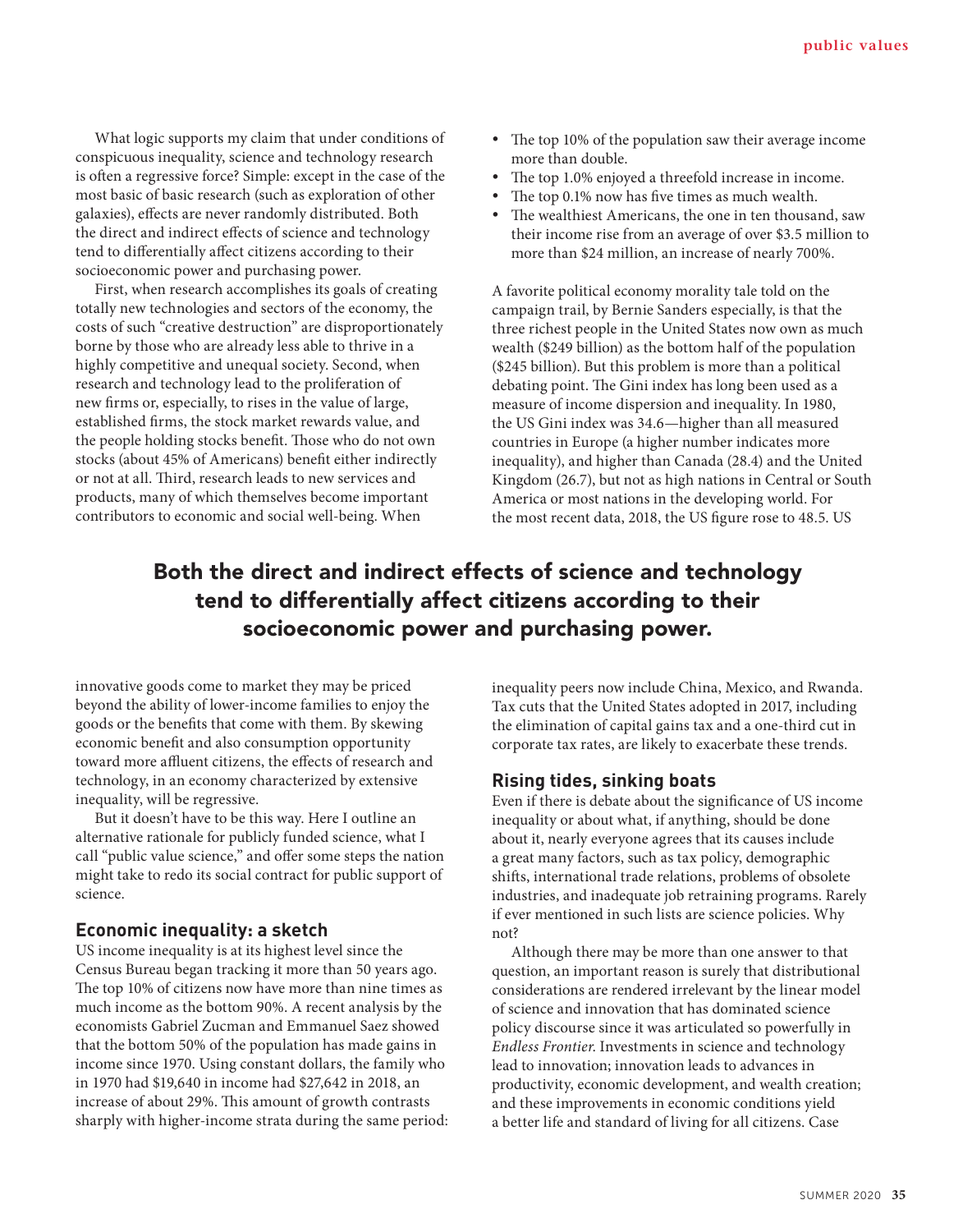What logic supports my claim that under conditions of conspicuous inequality, science and technology research is often a regressive force? Simple: except in the case of the most basic of basic research (such as exploration of other galaxies), effects are never randomly distributed. Both the direct and indirect effects of science and technology tend to differentially affect citizens according to their socioeconomic power and purchasing power.

First, when research accomplishes its goals of creating totally new technologies and sectors of the economy, the costs of such "creative destruction" are disproportionately borne by those who are already less able to thrive in a highly competitive and unequal society. Second, when research and technology lead to the proliferation of new firms or, especially, to rises in the value of large, established firms, the stock market rewards value, and the people holding stocks benefit. Those who do not own stocks (about 45% of Americans) benefit either indirectly or not at all. Third, research leads to new services and products, many of which themselves become important contributors to economic and social well-being. When innovative goods come to market they may be priced beyond the ability of lower-income families to enjoy the goods or the benefits that come with them. By skewing economic benefit and also consumption opportunity toward more affluent citizens, the effects of research and technology, in an economy characterized by extensive inequality, will be regressive.

But it doesn't have to be this way. Here I outline an alternative rationale for publicly funded science, what I call "public value science," and offer some steps the nation might take to redo its social contract for public support of science.

## Economic inequality: a sketch

US income inequality is at its highest level since the Census Bureau began tracking it more than 50 years ago. The top 10% of citizens now have more than nine times as much income as the bottom 90%. A recent analysis by the economists Gabriel Zucman and Emmanuel Saez showed that the bottom 50% of the population has made gains in income since 1970. Using constant dollars, the family who in 1970 had $19,640 in income had $27,642 in 2018, an increase of about 29%. This amount of growth contrasts sharply with higher-income strata during the same period:

- The top 10% of the population saw their average income more than double.
- The top 1.0% enjoyed a threefold increase in income.
- The top 0.1% now has five times as much wealth.
- The wealthiest Americans, the one in ten thousand, saw their income rise from an average of over $3.5 million to more than $24 million, an increase of nearly 700%.

A favorite political economy morality tale told on the campaign trail, by Bernie Sanders especially, is that the three richest people in the United States now own as much wealth ($249 billion) as the bottom half of the population ($245 billion). But this problem is more than a political debating point. The Gini index has long been used as a measure of income dispersion and inequality. In 1980, the US Gini index was 34.6—higher than all measured countries in Europe (a higher number indicates more inequality), and higher than Canada (28.4) and the United Kingdom (26.7), but not as high nations in Central or South America or most nations in the developing world. For the most recent data, 2018, the US figure rose to 48.5. US inequality peers now include China, Mexico, and Rwanda. Tax cuts that the United States adopted in 2017, including the elimination of capital gains tax and a one-third cut in corporate tax rates, are likely to exacerbate these trends.

**Both the direct and indirect effects of science and technology tend to differentially affect citizens according to their socioeconomic power and purchasing power.**

## Rising tides, sinking boats

Even if there is debate about the significance of US income inequality or about what, if anything, should be done about it, nearly everyone agrees that its causes include a great many factors, such as tax policy, demographic shifts, international trade relations, problems of obsolete industries, and inadequate job retraining programs. Rarely if ever mentioned in such lists are science policies. Why not?

Although there may be more than one answer to that question, an important reason is surely that distributional considerations are rendered irrelevant by the linear model of science and innovation that has dominated science policy discourse since it was articulated so powerfully in *Endless Frontier*. Investments in science and technology lead to innovation; innovation leads to advances in productivity, economic development, and wealth creation; and these improvements in economic conditions yield a better life and standard of living for all citizens. Case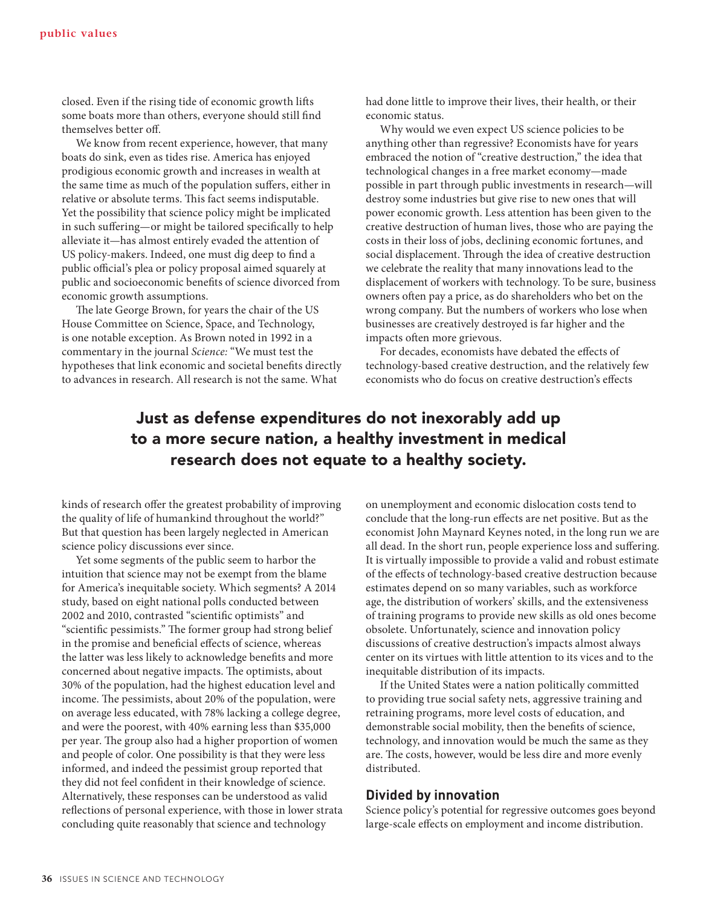closed. Even if the rising tide of economic growth lifts some boats more than others, everyone should still find themselves better off.

We know from recent experience, however, that many boats do sink, even as tides rise. America has enjoyed prodigious economic growth and increases in wealth at the same time as much of the population suffers, either in relative or absolute terms. This fact seems indisputable. Yet the possibility that science policy might be implicated in such suffering—or might be tailored specifically to help alleviate it—has almost entirely evaded the attention of US policy-makers. Indeed, one must dig deep to find a public official's plea or policy proposal aimed squarely at public and socioeconomic benefits of science divorced from economic growth assumptions.

The late George Brown, for years the chair of the US House Committee on Science, Space, and Technology, is one notable exception. As Brown noted in 1992 in a commentary in the journal *Science:* "We must test the hypotheses that link economic and societal benefits directly to advances in research. All research is not the same. What kinds of research offer the greatest probability of improving the quality of life of humankind throughout the world?" But that question has been largely neglected in American science policy discussions ever since.

Yet some segments of the public seem to harbor the intuition that science may not be exempt from the blame for America's inequitable society. Which segments? A 2014 study, based on eight national polls conducted between 2002 and 2010, contrasted "scientific optimists" and "scientific pessimists." The former group had strong belief in the promise and beneficial effects of science, whereas the latter was less likely to acknowledge benefits and more concerned about negative impacts. The optimists, about 30% of the population, had the highest education level and income. The pessimists, about 20% of the population, were on average less educated, with 78% lacking a college degree, and were the poorest, with 40% earning less than $35,000 per year. The group also had a higher proportion of women and people of color. One possibility is that they were less informed, and indeed the pessimist group reported that they did not feel confident in their knowledge of science. Alternatively, these responses can be understood as valid reflections of personal experience, with those in lower strata concluding quite reasonably that science and technology had done little to improve their lives, their health, or their economic status.

Why would we even expect US science policies to be anything other than regressive? Economists have for years embraced the notion of "creative destruction," the idea that technological changes in a free market economy—made possible in part through public investments in research—will destroy some industries but give rise to new ones that will power economic growth. Less attention has been given to the creative destruction of human lives, those who are paying the costs in their loss of jobs, declining economic fortunes, and social displacement. Through the idea of creative destruction we celebrate the reality that many innovations lead to the displacement of workers with technology. To be sure, business owners often pay a price, as do shareholders who bet on the wrong company. But the numbers of workers who lose when businesses are creatively destroyed is far higher and the impacts often more grievous.

For decades, economists have debated the effects of technology-based creative destruction, and the relatively few economists who do focus on creative destruction's effects on unemployment and economic dislocation costs tend to conclude that the long-run effects are net positive. But as the economist John Maynard Keynes noted, in the long run we are all dead. In the short run, people experience loss and suffering. It is virtually impossible to provide a valid and robust estimate of the effects of technology-based creative destruction because estimates depend on so many variables, such as workforce age, the distribution of workers' skills, and the extensiveness of training programs to provide new skills as old ones become obsolete. Unfortunately, science and innovation policy discussions of creative destruction's impacts almost always center on its virtues with little attention to its vices and to the inequitable distribution of its impacts.

If the United States were a nation politically committed to providing true social safety nets, aggressive training and retraining programs, more level costs of education, and demonstrable social mobility, then the benefits of science, technology, and innovation would be much the same as they are. The costs, however, would be less dire and more evenly distributed.

> **Just as defense expenditures do not inexorably add up to a more secure nation, a healthy investment in medical research does not equate to a healthy society.**

## Divided by innovation

Science policy's potential for regressive outcomes goes beyond large-scale effects on employment and income distribution.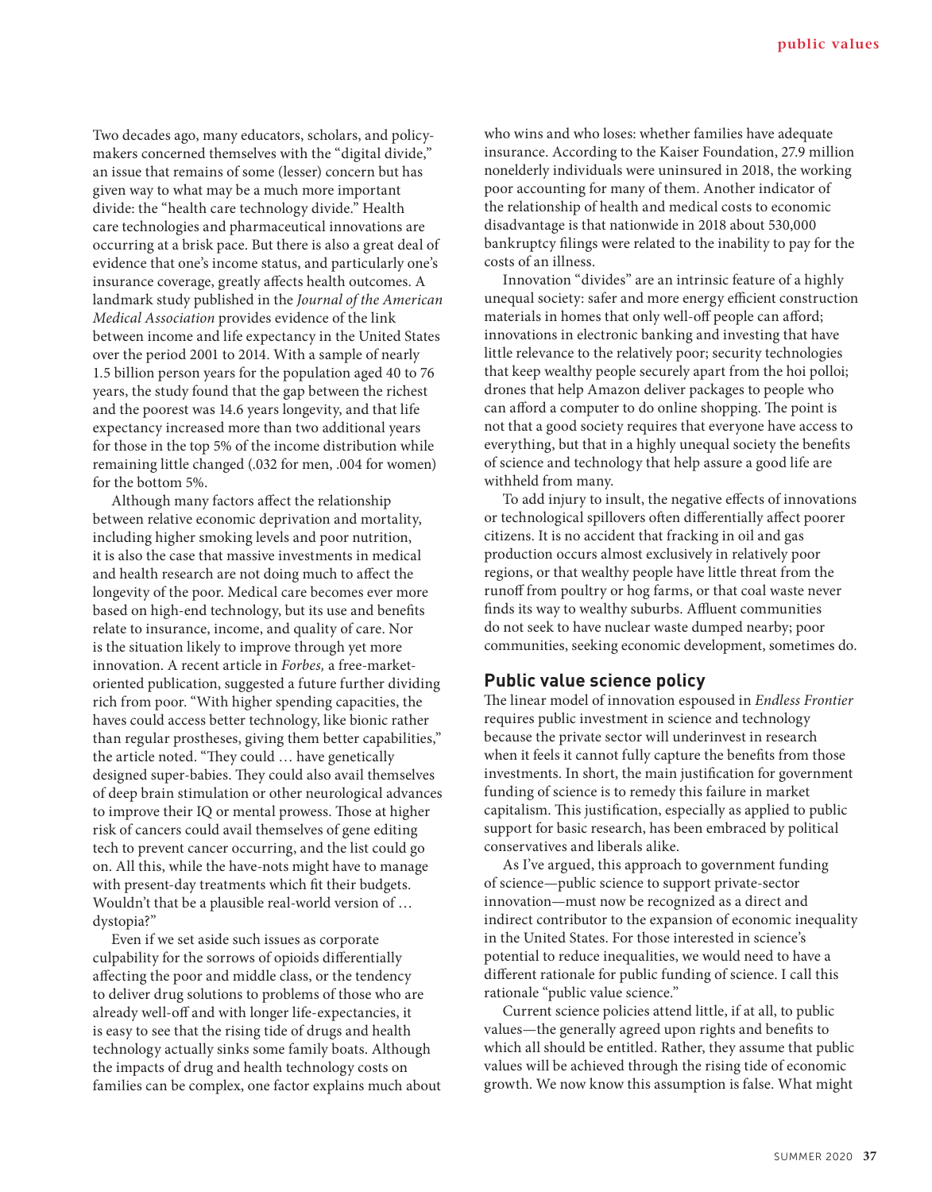Two decades ago, many educators, scholars, and policymakers concerned themselves with the "digital divide," an issue that remains of some (lesser) concern but has given way to what may be a much more important divide: the "health care technology divide." Health care technologies and pharmaceutical innovations are occurring at a brisk pace. But there is also a great deal of evidence that one's income status, and particularly one's insurance coverage, greatly affects health outcomes. A landmark study published in the *Journal of the American Medical Association* provides evidence of the link between income and life expectancy in the United States over the period 2001 to 2014. With a sample of nearly 1.5 billion person years for the population aged 40 to 76 years, the study found that the gap between the richest and the poorest was 14.6 years longevity, and that life expectancy increased more than two additional years for those in the top 5% of the income distribution while remaining little changed (.032 for men, .004 for women) for the bottom 5%.

Although many factors affect the relationship between relative economic deprivation and mortality, including higher smoking levels and poor nutrition, it is also the case that massive investments in medical and health research are not doing much to affect the longevity of the poor. Medical care becomes ever more based on high-end technology, but its use and benefits relate to insurance, income, and quality of care. Nor is the situation likely to improve through yet more innovation. A recent article in *Forbes,* a free-market-oriented publication, suggested a future further dividing rich from poor. "With higher spending capacities, the haves could access better technology, like bionic rather than regular prostheses, giving them better capabilities," the article noted. "They could … have genetically designed super-babies. They could also avail themselves of deep brain stimulation or other neurological advances to improve their IQ or mental prowess. Those at higher risk of cancers could avail themselves of gene editing tech to prevent cancer occurring, and the list could go on. All this, while the have-nots might have to manage with present-day treatments which fit their budgets. Wouldn't that be a plausible real-world version of … dystopia?"

Even if we set aside such issues as corporate culpability for the sorrows of opioids differentially affecting the poor and middle class, or the tendency to deliver drug solutions to problems of those who are already well-off and with longer life-expectancies, it is easy to see that the rising tide of drugs and health technology actually sinks some family boats. Although the impacts of drug and health technology costs on families can be complex, one factor explains much about who wins and who loses: whether families have adequate insurance. According to the Kaiser Foundation, 27.9 million nonelderly individuals were uninsured in 2018, the working poor accounting for many of them. Another indicator of the relationship of health and medical costs to economic disadvantage is that nationwide in 2018 about 530,000 bankruptcy filings were related to the inability to pay for the costs of an illness.

Innovation "divides" are an intrinsic feature of a highly unequal society: safer and more energy efficient construction materials in homes that only well-off people can afford; innovations in electronic banking and investing that have little relevance to the relatively poor; security technologies that keep wealthy people securely apart from the hoi polloi; drones that help Amazon deliver packages to people who can afford a computer to do online shopping. The point is not that a good society requires that everyone have access to everything, but that in a highly unequal society the benefits of science and technology that help assure a good life are withheld from many.

To add injury to insult, the negative effects of innovations or technological spillovers often differentially affect poorer citizens. It is no accident that fracking in oil and gas production occurs almost exclusively in relatively poor regions, or that wealthy people have little threat from the runoff from poultry or hog farms, or that coal waste never finds its way to wealthy suburbs. Affluent communities do not seek to have nuclear waste dumped nearby; poor communities, seeking economic development, sometimes do.

## Public value science policy

The linear model of innovation espoused in *Endless Frontier* requires public investment in science and technology because the private sector will underinvest in research when it feels it cannot fully capture the benefits from those investments. In short, the main justification for government funding of science is to remedy this failure in market capitalism. This justification, especially as applied to public support for basic research, has been embraced by political conservatives and liberals alike.

As I've argued, this approach to government funding of science—public science to support private-sector innovation—must now be recognized as a direct and indirect contributor to the expansion of economic inequality in the United States. For those interested in science's potential to reduce inequalities, we would need to have a different rationale for public funding of science. I call this rationale "public value science."

Current science policies attend little, if at all, to public values—the generally agreed upon rights and benefits to which all should be entitled. Rather, they assume that public values will be achieved through the rising tide of economic growth. We now know this assumption is false. What might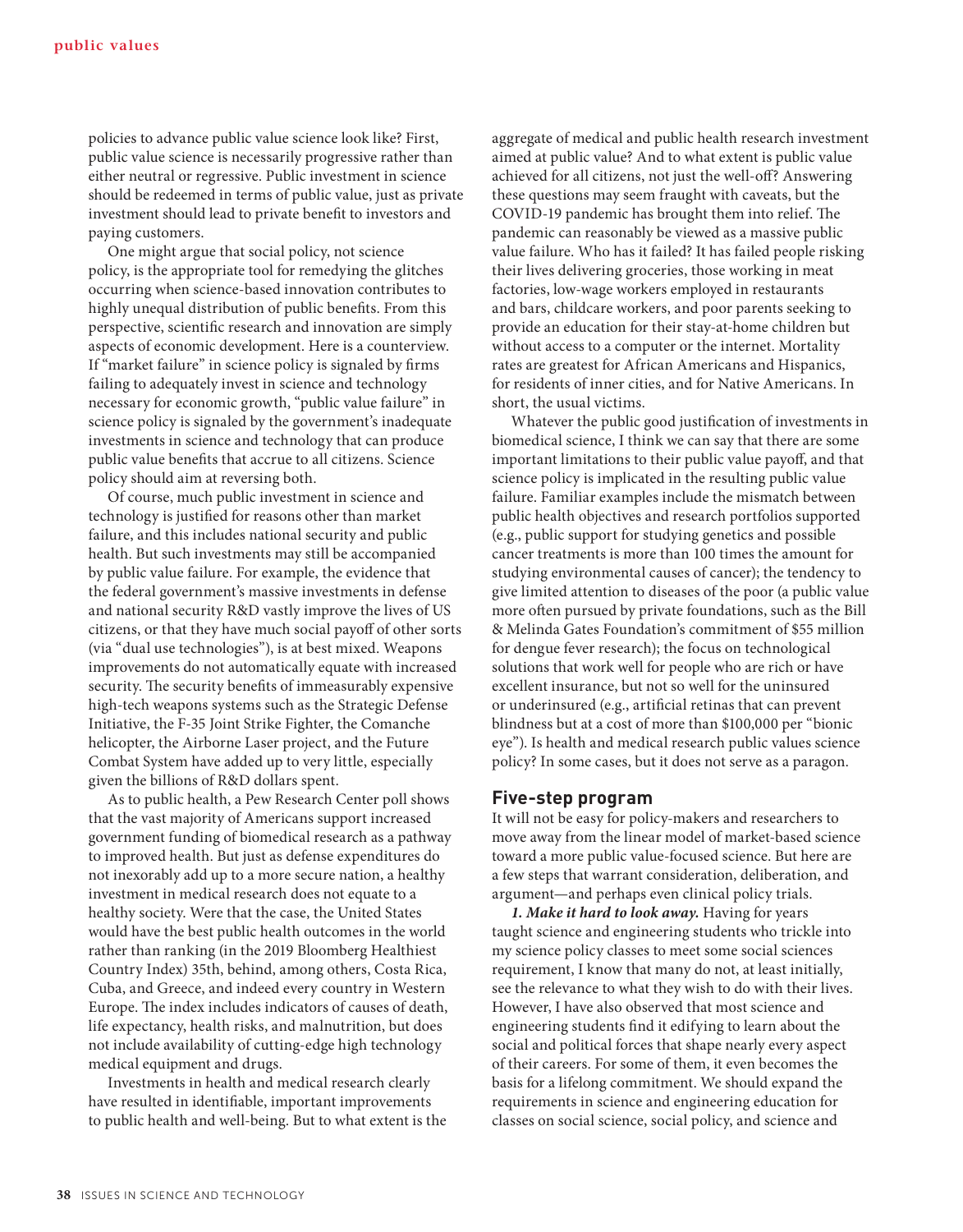policies to advance public value science look like? First, public value science is necessarily progressive rather than either neutral or regressive. Public investment in science should be redeemed in terms of public value, just as private investment should lead to private benefit to investors and paying customers.

One might argue that social policy, not science policy, is the appropriate tool for remedying the glitches occurring when science-based innovation contributes to highly unequal distribution of public benefits. From this perspective, scientific research and innovation are simply aspects of economic development. Here is a counterview. If "market failure" in science policy is signaled by firms failing to adequately invest in science and technology necessary for economic growth, "public value failure" in science policy is signaled by the government's inadequate investments in science and technology that can produce public value benefits that accrue to all citizens. Science policy should aim at reversing both.

Of course, much public investment in science and technology is justified for reasons other than market failure, and this includes national security and public health. But such investments may still be accompanied by public value failure. For example, the evidence that the federal government's massive investments in defense and national security R&D vastly improve the lives of US citizens, or that they have much social payoff of other sorts (via "dual use technologies"), is at best mixed. Weapons improvements do not automatically equate with increased security. The security benefits of immeasurably expensive high-tech weapons systems such as the Strategic Defense Initiative, the F-35 Joint Strike Fighter, the Comanche helicopter, the Airborne Laser project, and the Future Combat System have added up to very little, especially given the billions of R&D dollars spent.

As to public health, a Pew Research Center poll shows that the vast majority of Americans support increased government funding of biomedical research as a pathway to improved health. But just as defense expenditures do not inexorably add up to a more secure nation, a healthy investment in medical research does not equate to a healthy society. Were that the case, the United States would have the best public health outcomes in the world rather than ranking (in the 2019 Bloomberg Healthiest Country Index) 35th, behind, among others, Costa Rica, Cuba, and Greece, and indeed every country in Western Europe. The index includes indicators of causes of death, life expectancy, health risks, and malnutrition, but does not include availability of cutting-edge high technology medical equipment and drugs.

Investments in health and medical research clearly have resulted in identifiable, important improvements to public health and well-being. But to what extent is the aggregate of medical and public health research investment aimed at public value? And to what extent is public value achieved for all citizens, not just the well-off? Answering these questions may seem fraught with caveats, but the COVID-19 pandemic has brought them into relief. The pandemic can reasonably be viewed as a massive public value failure. Who has it failed? It has failed people risking their lives delivering groceries, those working in meat factories, low-wage workers employed in restaurants and bars, childcare workers, and poor parents seeking to provide an education for their stay-at-home children but without access to a computer or the internet. Mortality rates are greatest for African Americans and Hispanics, for residents of inner cities, and for Native Americans. In short, the usual victims.

Whatever the public good justification of investments in biomedical science, I think we can say that there are some important limitations to their public value payoff, and that science policy is implicated in the resulting public value failure. Familiar examples include the mismatch between public health objectives and research portfolios supported (e.g., public support for studying genetics and possible cancer treatments is more than 100 times the amount for studying environmental causes of cancer); the tendency to give limited attention to diseases of the poor (a public value more often pursued by private foundations, such as the Bill & Melinda Gates Foundation's commitment of $55 million for dengue fever research); the focus on technological solutions that work well for people who are rich or have excellent insurance, but not so well for the uninsured or underinsured (e.g., artificial retinas that can prevent blindness but at a cost of more than $100,000 per "bionic eye"). Is health and medical research public values science policy? In some cases, but it does not serve as a paragon.

## Five-step program

It will not be easy for policy-makers and researchers to move away from the linear model of market-based science toward a more public value-focused science. But here are a few steps that warrant consideration, deliberation, and argument—and perhaps even clinical policy trials.

***1. Make it hard to look away.*** Having for years taught science and engineering students who trickle into my science policy classes to meet some social sciences requirement, I know that many do not, at least initially, see the relevance to what they wish to do with their lives. However, I have also observed that most science and engineering students find it edifying to learn about the social and political forces that shape nearly every aspect of their careers. For some of them, it even becomes the basis for a lifelong commitment. We should expand the requirements in science and engineering education for classes on social science, social policy, and science and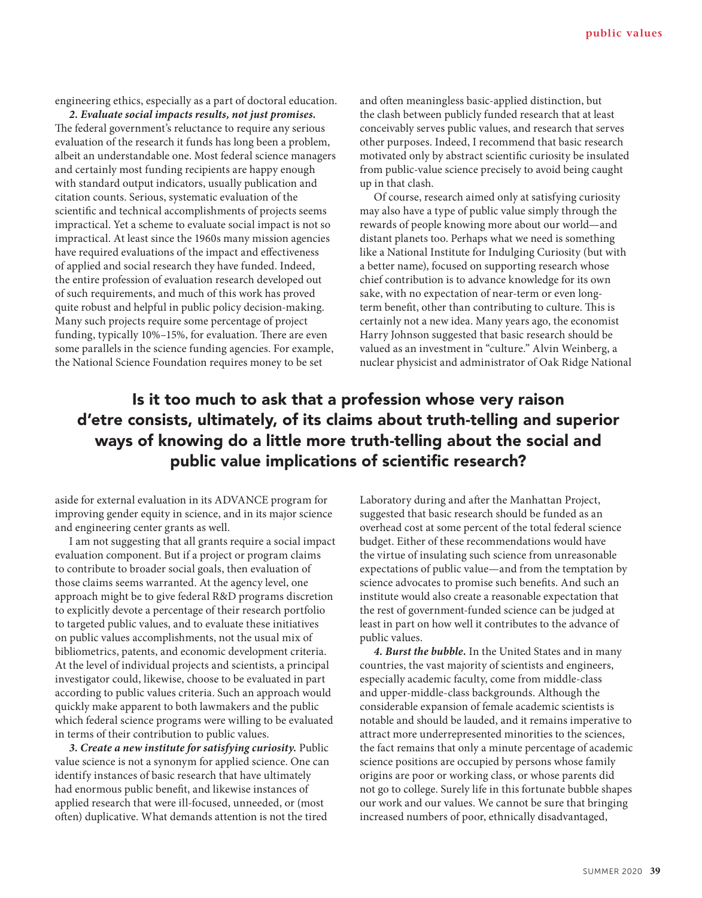engineering ethics, especially as a part of doctoral education.

***2. Evaluate social impacts results, not just promises.*** The federal government's reluctance to require any serious evaluation of the research it funds has long been a problem, albeit an understandable one. Most federal science managers and certainly most funding recipients are happy enough with standard output indicators, usually publication and citation counts. Serious, systematic evaluation of the scientific and technical accomplishments of projects seems impractical. Yet a scheme to evaluate social impact is not so impractical. At least since the 1960s many mission agencies have required evaluations of the impact and effectiveness of applied and social research they have funded. Indeed, the entire profession of evaluation research developed out of such requirements, and much of this work has proved quite robust and helpful in public policy decision-making. Many such projects require some percentage of project funding, typically 10%–15%, for evaluation. There are even some parallels in the science funding agencies. For example, the National Science Foundation requires money to be set aside for external evaluation in its ADVANCE program for improving gender equity in science, and in its major science and engineering center grants as well.

I am not suggesting that all grants require a social impact evaluation component. But if a project or program claims to contribute to broader social goals, then evaluation of those claims seems warranted. At the agency level, one approach might be to give federal R&D programs discretion to explicitly devote a percentage of their research portfolio to targeted public values, and to evaluate these initiatives on public values accomplishments, not the usual mix of bibliometrics, patents, and economic development criteria. At the level of individual projects and scientists, a principal investigator could, likewise, choose to be evaluated in part according to public values criteria. Such an approach would quickly make apparent to both lawmakers and the public which federal science programs were willing to be evaluated in terms of their contribution to public values.

***3. Create a new institute for satisfying curiosity.*** Public value science is not a synonym for applied science. One can identify instances of basic research that have ultimately had enormous public benefit, and likewise instances of applied research that were ill-focused, unneeded, or (most often) duplicative. What demands attention is not the tired and often meaningless basic-applied distinction, but the clash between publicly funded research that at least conceivably serves public values, and research that serves other purposes. Indeed, I recommend that basic research motivated only by abstract scientific curiosity be insulated from public-value science precisely to avoid being caught up in that clash.

Of course, research aimed only at satisfying curiosity may also have a type of public value simply through the rewards of people knowing more about our world—and distant planets too. Perhaps what we need is something like a National Institute for Indulging Curiosity (but with a better name), focused on supporting research whose chief contribution is to advance knowledge for its own sake, with no expectation of near-term or even long-term benefit, other than contributing to culture. This is certainly not a new idea. Many years ago, the economist Harry Johnson suggested that basic research should be valued as an investment in "culture." Alvin Weinberg, a nuclear physicist and administrator of Oak Ridge National Laboratory during and after the Manhattan Project, suggested that basic research should be funded as an overhead cost at some percent of the total federal science budget. Either of these recommendations would have the virtue of insulating such science from unreasonable expectations of public value—and from the temptation by science advocates to promise such benefits. And such an institute would also create a reasonable expectation that the rest of government-funded science can be judged at least in part on how well it contributes to the advance of public values.

**Is it too much to ask that a profession whose very raison d'etre consists, ultimately, of its claims about truth-telling and superior ways of knowing do a little more truth-telling about the social and public value implications of scientific research?**

***4. Burst the bubble.*** In the United States and in many countries, the vast majority of scientists and engineers, especially academic faculty, come from middle-class and upper-middle-class backgrounds. Although the considerable expansion of female academic scientists is notable and should be lauded, and it remains imperative to attract more underrepresented minorities to the sciences, the fact remains that only a minute percentage of academic science positions are occupied by persons whose family origins are poor or working class, or whose parents did not go to college. Surely life in this fortunate bubble shapes our work and our values. We cannot be sure that bringing increased numbers of poor, ethnically disadvantaged,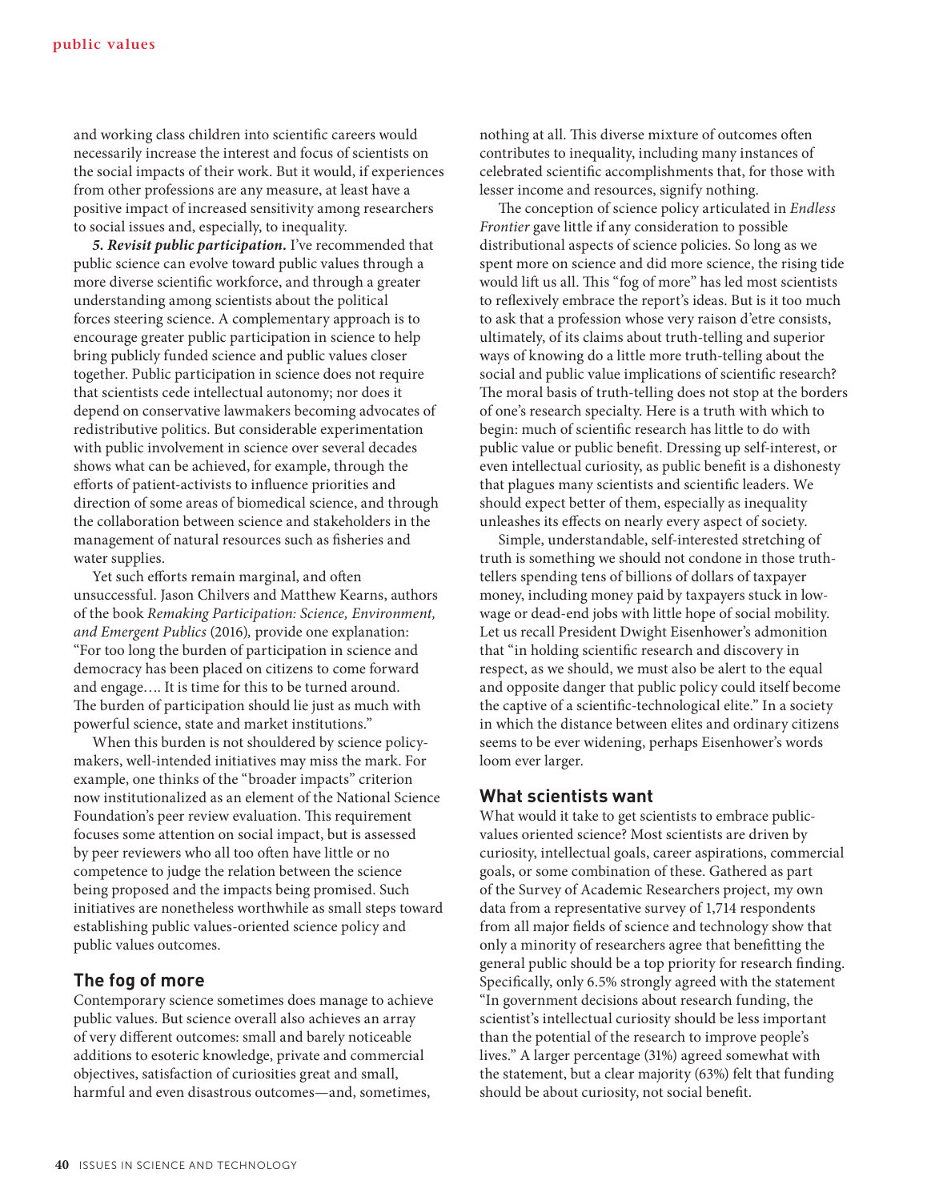and working class children into scientific careers would necessarily increase the interest and focus of scientists on the social impacts of their work. But it would, if experiences from other professions are any measure, at least have a positive impact of increased sensitivity among researchers to social issues and, especially, to inequality.

***5. Revisit public participation.*** I've recommended that public science can evolve toward public values through a more diverse scientific workforce, and through a greater understanding among scientists about the political forces steering science. A complementary approach is to encourage greater public participation in science to help bring publicly funded science and public values closer together. Public participation in science does not require that scientists cede intellectual autonomy; nor does it depend on conservative lawmakers becoming advocates of redistributive politics. But considerable experimentation with public involvement in science over several decades shows what can be achieved, for example, through the efforts of patient-activists to influence priorities and direction of some areas of biomedical science, and through the collaboration between science and stakeholders in the management of natural resources such as fisheries and water supplies.

Yet such efforts remain marginal, and often unsuccessful. Jason Chilvers and Matthew Kearns, authors of the book *Remaking Participation: Science, Environment, and Emergent Publics* (2016), provide one explanation: "For too long the burden of participation in science and democracy has been placed on citizens to come forward and engage…. It is time for this to be turned around. The burden of participation should lie just as much with powerful science, state and market institutions."

When this burden is not shouldered by science policy-makers, well-intended initiatives may miss the mark. For example, one thinks of the "broader impacts" criterion now institutionalized as an element of the National Science Foundation's peer review evaluation. This requirement focuses some attention on social impact, but is assessed by peer reviewers who all too often have little or no competence to judge the relation between the science being proposed and the impacts being promised. Such initiatives are nonetheless worthwhile as small steps toward establishing public values-oriented science policy and public values outcomes.

## The fog of more

Contemporary science sometimes does manage to achieve public values. But science overall also achieves an array of very different outcomes: small and barely noticeable additions to esoteric knowledge, private and commercial objectives, satisfaction of curiosities great and small, harmful and even disastrous outcomes—and, sometimes, nothing at all. This diverse mixture of outcomes often contributes to inequality, including many instances of celebrated scientific accomplishments that, for those with lesser income and resources, signify nothing.

The conception of science policy articulated in *Endless Frontier* gave little if any consideration to possible distributional aspects of science policies. So long as we spent more on science and did more science, the rising tide would lift us all. This "fog of more" has led most scientists to reflexively embrace the report's ideas. But is it too much to ask that a profession whose very raison d'etre consists, ultimately, of its claims about truth-telling and superior ways of knowing do a little more truth-telling about the social and public value implications of scientific research? The moral basis of truth-telling does not stop at the borders of one's research specialty. Here is a truth with which to begin: much of scientific research has little to do with public value or public benefit. Dressing up self-interest, or even intellectual curiosity, as public benefit is a dishonesty that plagues many scientists and scientific leaders. We should expect better of them, especially as inequality unleashes its effects on nearly every aspect of society.

Simple, understandable, self-interested stretching of truth is something we should not condone in those truth-tellers spending tens of billions of dollars of taxpayer money, including money paid by taxpayers stuck in low-wage or dead-end jobs with little hope of social mobility. Let us recall President Dwight Eisenhower's admonition that "in holding scientific research and discovery in respect, as we should, we must also be alert to the equal and opposite danger that public policy could itself become the captive of a scientific-technological elite." In a society in which the distance between elites and ordinary citizens seems to be ever widening, perhaps Eisenhower's words loom ever larger.

## What scientists want

What would it take to get scientists to embrace public-values oriented science? Most scientists are driven by curiosity, intellectual goals, career aspirations, commercial goals, or some combination of these. Gathered as part of the Survey of Academic Researchers project, my own data from a representative survey of 1,714 respondents from all major fields of science and technology show that only a minority of researchers agree that benefitting the general public should be a top priority for research finding. Specifically, only 6.5% strongly agreed with the statement "In government decisions about research funding, the scientist's intellectual curiosity should be less important than the potential of the research to improve people's lives." A larger percentage (31%) agreed somewhat with the statement, but a clear majority (63%) felt that funding should be about curiosity, not social benefit.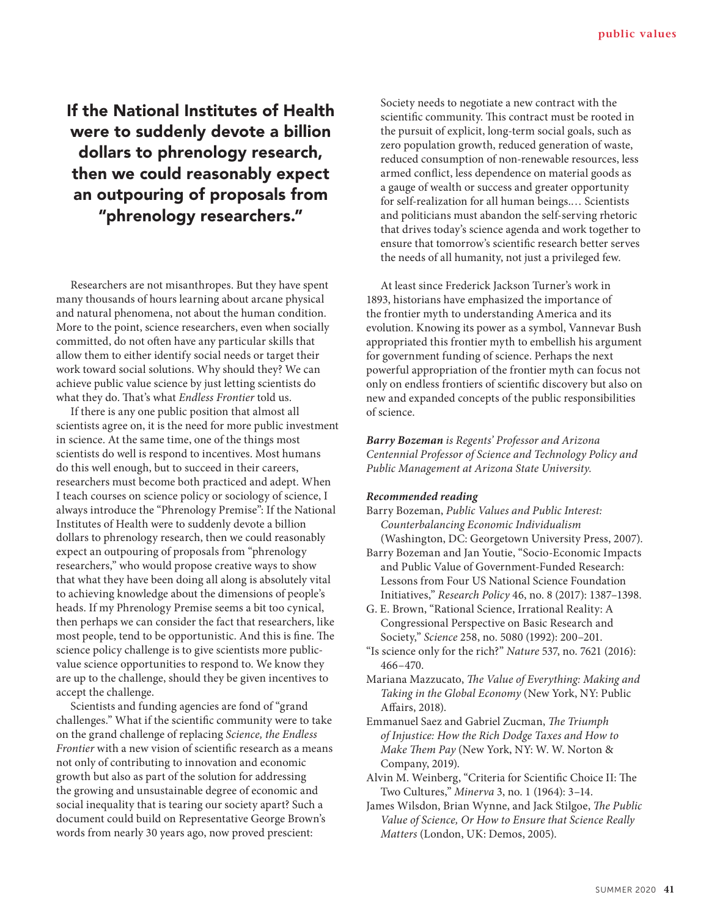> If the National Institutes of Health were to suddenly devote a billion dollars to phrenology research, then we could reasonably expect an outpouring of proposals from "phrenology researchers."

Researchers are not misanthropes. But they have spent many thousands of hours learning about arcane physical and natural phenomena, not about the human condition. More to the point, science researchers, even when socially committed, do not often have any particular skills that allow them to either identify social needs or target their work toward social solutions. Why should they? We can achieve public value science by just letting scientists do what they do. That's what *Endless Frontier* told us.

If there is any one public position that almost all scientists agree on, it is the need for more public investment in science. At the same time, one of the things most scientists do well is respond to incentives. Most humans do this well enough, but to succeed in their careers, researchers must become both practiced and adept. When I teach courses on science policy or sociology of science, I always introduce the "Phrenology Premise": If the National Institutes of Health were to suddenly devote a billion dollars to phrenology research, then we could reasonably expect an outpouring of proposals from "phrenology researchers," who would propose creative ways to show that what they have been doing all along is absolutely vital to achieving knowledge about the dimensions of people's heads. If my Phrenology Premise seems a bit too cynical, then perhaps we can consider the fact that researchers, like most people, tend to be opportunistic. And this is fine. The science policy challenge is to give scientists more public-value science opportunities to respond to. We know they are up to the challenge, should they be given incentives to accept the challenge.

Scientists and funding agencies are fond of "grand challenges." What if the scientific community were to take on the grand challenge of replacing *Science, the Endless Frontier* with a new vision of scientific research as a means not only of contributing to innovation and economic growth but also as part of the solution for addressing the growing and unsustainable degree of economic and social inequality that is tearing our society apart? Such a document could build on Representative George Brown's words from nearly 30 years ago, now proved prescient:

> Society needs to negotiate a new contract with the scientific community. This contract must be rooted in the pursuit of explicit, long-term social goals, such as zero population growth, reduced generation of waste, reduced consumption of non-renewable resources, less armed conflict, less dependence on material goods as a gauge of wealth or success and greater opportunity for self-realization for all human beings.… Scientists and politicians must abandon the self-serving rhetoric that drives today's science agenda and work together to ensure that tomorrow's scientific research better serves the needs of all humanity, not just a privileged few.

At least since Frederick Jackson Turner's work in 1893, historians have emphasized the importance of the frontier myth to understanding America and its evolution. Knowing its power as a symbol, Vannevar Bush appropriated this frontier myth to embellish his argument for government funding of science. Perhaps the next powerful appropriation of the frontier myth can focus not only on endless frontiers of scientific discovery but also on new and expanded concepts of the public responsibilities of science.

***Barry Bozeman** is Regents' Professor and Arizona Centennial Professor of Science and Technology Policy and Public Management at Arizona State University.*

***Recommended reading***

Barry Bozeman, *Public Values and Public Interest: Counterbalancing Economic Individualism* (Washington, DC: Georgetown University Press, 2007).

Barry Bozeman and Jan Youtie, "Socio-Economic Impacts and Public Value of Government-Funded Research: Lessons from Four US National Science Foundation Initiatives," *Research Policy* 46, no. 8 (2017): 1387–1398.

G. E. Brown, "Rational Science, Irrational Reality: A Congressional Perspective on Basic Research and Society," *Science* 258, no. 5080 (1992): 200–201.

"Is science only for the rich?" *Nature* 537, no. 7621 (2016): 466–470.

Mariana Mazzucato, *The Value of Everything: Making and Taking in the Global Economy* (New York, NY: Public Affairs, 2018).

Emmanuel Saez and Gabriel Zucman, *The Triumph of Injustice: How the Rich Dodge Taxes and How to Make Them Pay* (New York, NY: W. W. Norton & Company, 2019).

Alvin M. Weinberg, "Criteria for Scientific Choice II: The Two Cultures," *Minerva* 3, no. 1 (1964): 3–14.

James Wilsdon, Brian Wynne, and Jack Stilgoe, *The Public Value of Science, Or How to Ensure that Science Really Matters* (London, UK: Demos, 2005).